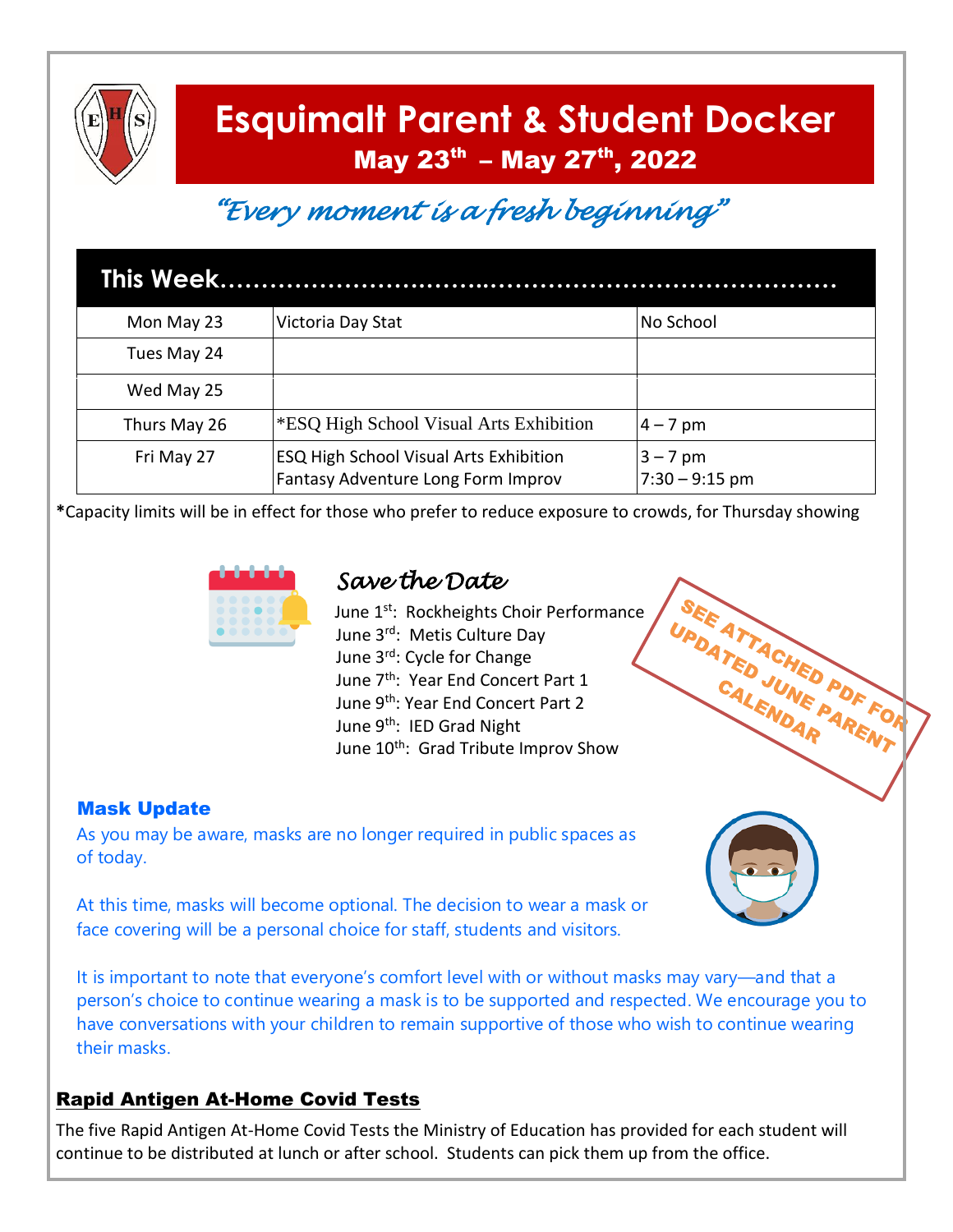# Esquimalt Parent & Student Docker

## May 23rd – May 27th, 2022

*"Every moment is a fresh beginning"*

## This Week…

| | | |
|---|---|---|
| Mon May 23 | Victoria Day Stat | No School |
| Tues May 24 | | |
| Wed May 25 | | |
| Thurs May 26 | *ESQ High School Visual Arts Exhibition | 4 – 7 pm |
| Fri May 27 | ESQ High School Visual Arts Exhibition<br>Fantasy Adventure Long Form Improv | 3 – 7 pm<br>7:30 – 9:15 pm |

**\***Capacity limits will be in effect for those who prefer to reduce exposure to crowds, for Thursday showing

### *Save the Date*

June 1st: Rockheights Choir Performance
June 3rd: Metis Culture Day
June 3rd: Cycle for Change
June 7th: Year End Concert Part 1
June 9th: Year End Concert Part 2
June 9th: IED Grad Night
June 10th: Grad Tribute Improv Show

SEE ATTACHED PDF FOR UPDATED JUNE PARENT CALENDAR

### Mask Update

As you may be aware, masks are no longer required in public spaces as of today.

At this time, masks will become optional. The decision to wear a mask or face covering will be a personal choice for staff, students and visitors.

It is important to note that everyone's comfort level with or without masks may vary—and that a person's choice to continue wearing a mask is to be supported and respected. We encourage you to have conversations with your children to remain supportive of those who wish to continue wearing their masks.

### Rapid Antigen At-Home Covid Tests

The five Rapid Antigen At-Home Covid Tests the Ministry of Education has provided for each student will continue to be distributed at lunch or after school. Students can pick them up from the office.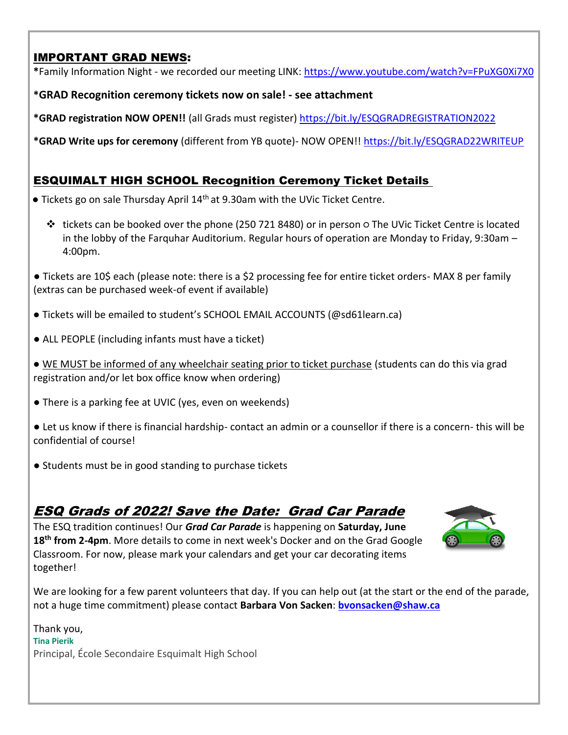## IMPORTANT GRAD NEWS:

***Family Information Night** - we recorded our meeting LINK: https://www.youtube.com/watch?v=FPuXG0Xi7X0

***GRAD Recognition ceremony tickets now on sale! - see attachment**

***GRAD registration NOW OPEN!!** (all Grads must register) https://bit.ly/ESQGRADREGISTRATION2022

***GRAD Write ups for ceremony** (different from YB quote)- NOW OPEN!! https://bit.ly/ESQGRAD22WRITEUP

## ESQUIMALT HIGH SCHOOL Recognition Ceremony Ticket Details

- Tickets go on sale Thursday April 14th at 9.30am with the UVic Ticket Centre.
  - tickets can be booked over the phone (250 721 8480) or in person ○ The UVic Ticket Centre is located in the lobby of the Farquhar Auditorium. Regular hours of operation are Monday to Friday, 9:30am – 4:00pm.
- Tickets are 10$ each (please note: there is a $2 processing fee for entire ticket orders- MAX 8 per family (extras can be purchased week-of event if available)
- Tickets will be emailed to student's SCHOOL EMAIL ACCOUNTS (@sd61learn.ca)
- ALL PEOPLE (including infants must have a ticket)
- WE MUST be informed of any wheelchair seating prior to ticket purchase (students can do this via grad registration and/or let box office know when ordering)
- There is a parking fee at UVIC (yes, even on weekends)
- Let us know if there is financial hardship- contact an admin or a counsellor if there is a concern- this will be confidential of course!
- Students must be in good standing to purchase tickets

## *ESQ Grads of 2022! Save the Date: Grad Car Parade*

The ESQ tradition continues! Our ***Grad Car Parade*** is happening on **Saturday, June 18th from 2-4pm**. More details to come in next week's Docker and on the Grad Google Classroom. For now, please mark your calendars and get your car decorating items together!

We are looking for a few parent volunteers that day. If you can help out (at the start or the end of the parade, not a huge time commitment) please contact **Barbara Von Sacken**: **bvonsacken@shaw.ca**

Thank you,
**Tina Pierik**
Principal, École Secondaire Esquimalt High School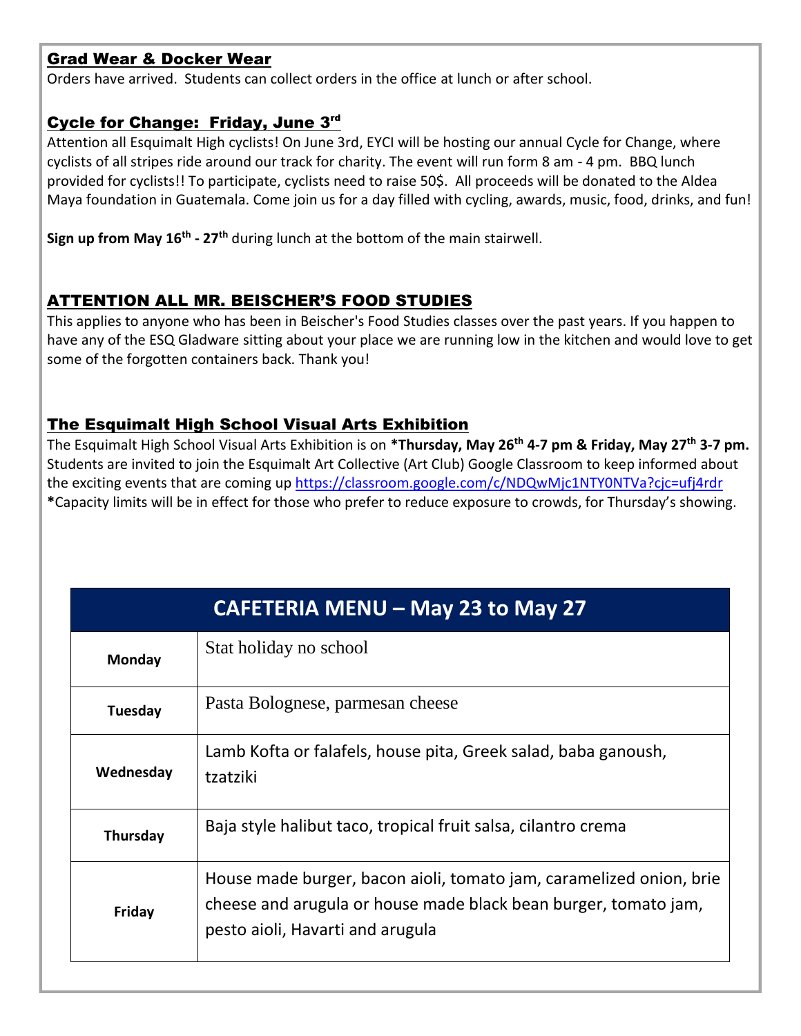## Grad Wear & Docker Wear

Orders have arrived. Students can collect orders in the office at lunch or after school.

## Cycle for Change: Friday, June 3rd

Attention all Esquimalt High cyclists! On June 3rd, EYCI will be hosting our annual Cycle for Change, where cyclists of all stripes ride around our track for charity. The event will run form 8 am - 4 pm. BBQ lunch provided for cyclists!! To participate, cyclists need to raise 50$. All proceeds will be donated to the Aldea Maya foundation in Guatemala. Come join us for a day filled with cycling, awards, music, food, drinks, and fun!

**Sign up from May 16th - 27th** during lunch at the bottom of the main stairwell.

## ATTENTION ALL MR. BEISCHER'S FOOD STUDIES

This applies to anyone who has been in Beischer's Food Studies classes over the past years. If you happen to have any of the ESQ Gladware sitting about your place we are running low in the kitchen and would love to get some of the forgotten containers back. Thank you!

## The Esquimalt High School Visual Arts Exhibition

The Esquimalt High School Visual Arts Exhibition is on ***Thursday, May 26th 4-7 pm & Friday, May 27th 3-7 pm.** Students are invited to join the Esquimalt Art Collective (Art Club) Google Classroom to keep informed about the exciting events that are coming up https://classroom.google.com/c/NDQwMjc1NTY0NTVa?cjc=ufj4rdr
**\***Capacity limits will be in effect for those who prefer to reduce exposure to crowds, for Thursday's showing.

| CAFETERIA MENU – May 23 to May 27 | |
|---|---|
| **Monday** | Stat holiday no school |
| **Tuesday** | Pasta Bolognese, parmesan cheese |
| **Wednesday** | Lamb Kofta or falafels, house pita, Greek salad, baba ganoush, tzatziki |
| **Thursday** | Baja style halibut taco, tropical fruit salsa, cilantro crema |
| **Friday** | House made burger, bacon aioli, tomato jam, caramelized onion, brie cheese and arugula or house made black bean burger, tomato jam, pesto aioli, Havarti and arugula |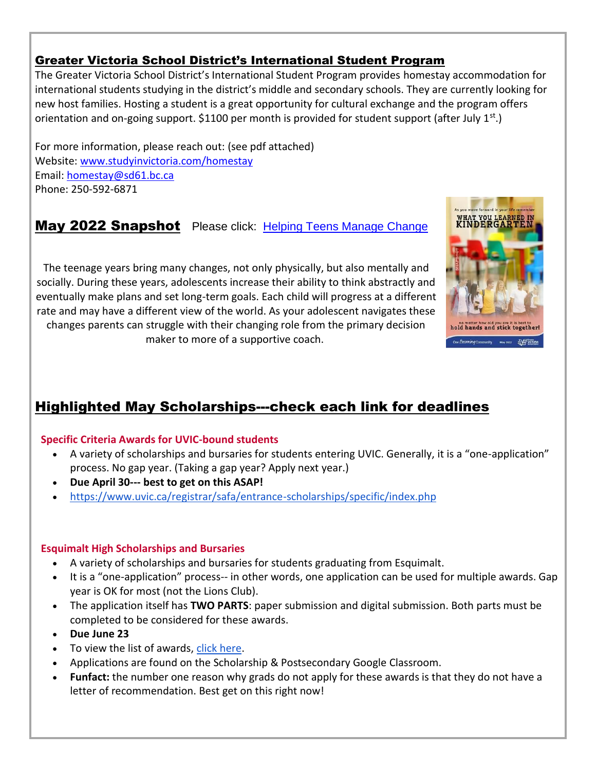## Greater Victoria School District's International Student Program

The Greater Victoria School District's International Student Program provides homestay accommodation for international students studying in the district's middle and secondary schools. They are currently looking for new host families. Hosting a student is a great opportunity for cultural exchange and the program offers orientation and on-going support. $1100 per month is provided for student support (after July 1st.)

For more information, please reach out: (see pdf attached)
Website: www.studyinvictoria.com/homestay
Email: homestay@sd61.bc.ca
Phone: 250-592-6871

## May 2022 Snapshot

Please click: Helping Teens Manage Change

The teenage years bring many changes, not only physically, but also mentally and socially. During these years, adolescents increase their ability to think abstractly and eventually make plans and set long-term goals. Each child will progress at a different rate and may have a different view of the world. As your adolescent navigates these changes parents can struggle with their changing role from the primary decision maker to more of a supportive coach.

## Highlighted May Scholarships---check each link for deadlines

**Specific Criteria Awards for UVIC-bound students**

- A variety of scholarships and bursaries for students entering UVIC. Generally, it is a "one-application" process. No gap year. (Taking a gap year? Apply next year.)
- **Due April 30--- best to get on this ASAP!**
- https://www.uvic.ca/registrar/safa/entrance-scholarships/specific/index.php

**Esquimalt High Scholarships and Bursaries**

- A variety of scholarships and bursaries for students graduating from Esquimalt.
- It is a "one-application" process-- in other words, one application can be used for multiple awards. Gap year is OK for most (not the Lions Club).
- The application itself has **TWO PARTS**: paper submission and digital submission. Both parts must be completed to be considered for these awards.
- **Due June 23**
- To view the list of awards, click here.
- Applications are found on the Scholarship & Postsecondary Google Classroom.
- **Funfact:** the number one reason why grads do not apply for these awards is that they do not have a letter of recommendation. Best get on this right now!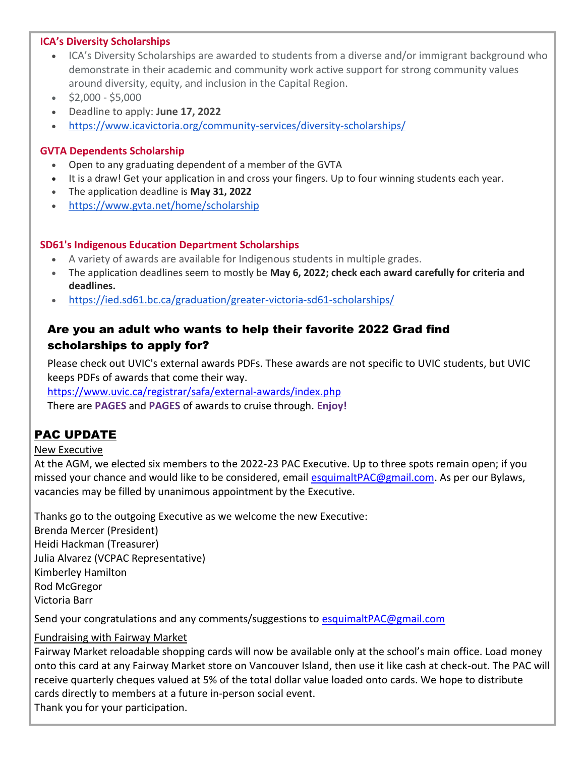### ICA's Diversity Scholarships

- ICA's Diversity Scholarships are awarded to students from a diverse and/or immigrant background who demonstrate in their academic and community work active support for strong community values around diversity, equity, and inclusion in the Capital Region.
- $2,000 - $5,000
- Deadline to apply: **June 17, 2022**
- https://www.icavictoria.org/community-services/diversity-scholarships/

### GVTA Dependents Scholarship

- Open to any graduating dependent of a member of the GVTA
- It is a draw! Get your application in and cross your fingers. Up to four winning students each year.
- The application deadline is **May 31, 2022**
- https://www.gvta.net/home/scholarship

### SD61's Indigenous Education Department Scholarships

- A variety of awards are available for Indigenous students in multiple grades.
- The application deadlines seem to mostly be **May 6, 2022; check each award carefully for criteria and deadlines.**
- https://ied.sd61.bc.ca/graduation/greater-victoria-sd61-scholarships/

### Are you an adult who wants to help their favorite 2022 Grad find scholarships to apply for?

Please check out UVIC's external awards PDFs. These awards are not specific to UVIC students, but UVIC keeps PDFs of awards that come their way.
https://www.uvic.ca/registrar/safa/external-awards/index.php
There are **PAGES** and **PAGES** of awards to cruise through. **Enjoy!**

## PAC UPDATE

New Executive

At the AGM, we elected six members to the 2022-23 PAC Executive. Up to three spots remain open; if you missed your chance and would like to be considered, email esquimaltPAC@gmail.com. As per our Bylaws, vacancies may be filled by unanimous appointment by the Executive.

Thanks go to the outgoing Executive as we welcome the new Executive:
Brenda Mercer (President)
Heidi Hackman (Treasurer)
Julia Alvarez (VCPAC Representative)
Kimberley Hamilton
Rod McGregor
Victoria Barr

Send your congratulations and any comments/suggestions to esquimaltPAC@gmail.com

Fundraising with Fairway Market

Fairway Market reloadable shopping cards will now be available only at the school's main office. Load money onto this card at any Fairway Market store on Vancouver Island, then use it like cash at check-out. The PAC will receive quarterly cheques valued at 5% of the total dollar value loaded onto cards. We hope to distribute cards directly to members at a future in-person social event.
Thank you for your participation.